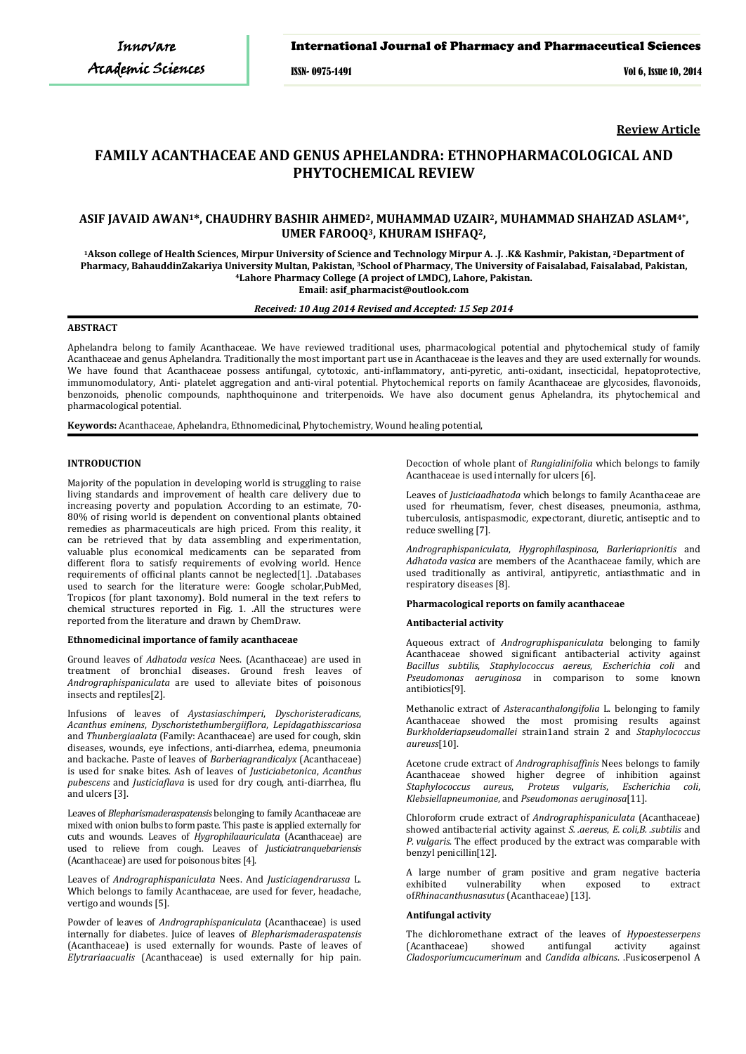Review Article

# FAMILY ACANTHACEAE AND GENUS APHELANDRA: ETHNOPHARMACOLOGICAL AND PHYTOCHEMICAL REVIEW

**ASIF JAVAID AWAN[1]*, CHAUDHRY BASHIR AHMED[2], MUHAMMAD UZAIR[2], MUHAMMAD SHAHZAD ASLAM[4*], UMER FAROOQ[3], KHURAM ISHFAQ[2],**

[1]Akson college of Health Sciences, Mirpur University of Science and Technology Mirpur A. .J. .K& Kashmir, Pakistan, [2]Department of Pharmacy, BahauddinZakariya University Multan, Pakistan, [3]School of Pharmacy, The University of Faisalabad, Faisalabad, Pakistan, [4]Lahore Pharmacy College (A project of LMDC), Lahore, Pakistan.
Email: asif_pharmacist@outlook.com

*Received: 10 Aug 2014 Revised and Accepted: 15 Sep 2014*

## ABSTRACT

Aphelandra belong to family Acanthaceae. We have reviewed traditional uses, pharmacological potential and phytochemical study of family Acanthaceae and genus Aphelandra. Traditionally the most important part use in Acanthaceae is the leaves and they are used externally for wounds. We have found that Acanthaceae possess antifungal, cytotoxic, anti-inflammatory, anti-pyretic, anti-oxidant, insecticidal, hepatoprotective, immunomodulatory, Anti- platelet aggregation and anti-viral potential. Phytochemical reports on family Acanthaceae are glycosides, flavonoids, benzonoids, phenolic compounds, naphthoquinone and triterpenoids. We have also document genus Aphelandra, its phytochemical and pharmacological potential.

**Keywords:** Acanthaceae, Aphelandra, Ethnomedicinal, Phytochemistry, Wound healing potential,

## INTRODUCTION

Majority of the population in developing world is struggling to raise living standards and improvement of health care delivery due to increasing poverty and population. According to an estimate, 70-80% of rising world is dependent on conventional plants obtained remedies as pharmaceuticals are high priced. From this reality, it can be retrieved that by data assembling and experimentation, valuable plus economical medicaments can be separated from different flora to satisfy requirements of evolving world. Hence requirements of officinal plants cannot be neglected[1]. .Databases used to search for the literature were: Google scholar,PubMed, Tropicos (for plant taxonomy). Bold numeral in the text refers to chemical structures reported in Fig. 1. .All the structures were reported from the literature and drawn by ChemDraw.

### Ethnomedicinal importance of family acanthaceae

Ground leaves of *Adhatoda vesica* Nees. (Acanthaceae) are used in treatment of bronchial diseases. Ground fresh leaves of *Andrographispaniculata* are used to alleviate bites of poisonous insects and reptiles[2].

Infusions of leaves of *Aystasiaschimperi*, *Dyschoristeradicans*, *Acanthus eminens*, *Dyschoristethumbergiiflora*, *Lepidagathisscariosa* and *Thunbergiaalata* (Family: Acanthaceae) are used for cough, skin diseases, wounds, eye infections, anti-diarrhea, edema, pneumonia and backache. Paste of leaves of *Barberiagrandicalyx* (Acanthaceae) is used for snake bites. Ash of leaves of *Justiciabetonica*, *Acanthus pubescens* and *Justiciaflava* is used for dry cough, anti-diarrhea, flu and ulcers [3].

Leaves of *Blepharismaderaspatensis* belonging to family Acanthaceae are mixed with onion bulbs to form paste. This paste is applied externally for cuts and wounds. Leaves of *Hygrophilaauriculata* (Acanthaceae) are used to relieve from cough. Leaves of *Justiciatranquebariensis* (Acanthaceae) are used for poisonous bites [4].

Leaves of *Andrographispaniculata* Nees. And *Justiciagendrarussa* L. Which belongs to family Acanthaceae, are used for fever, headache, vertigo and wounds [5].

Powder of leaves of *Andrographispaniculata* (Acanthaceae) is used internally for diabetes. Juice of leaves of *Blepharismaderaspatensis* (Acanthaceae) is used externally for wounds. Paste of leaves of *Elytrariaacaulis* (Acanthaceae) is used externally for hip pain. Decoction of whole plant of *Rungialinifolia* which belongs to family Acanthaceae is used internally for ulcers [6].

Leaves of *Justiciaadhatoda* which belongs to family Acanthaceae are used for rheumatism, fever, chest diseases, pneumonia, asthma, tuberculosis, antispasmodic, expectorant, diuretic, antiseptic and to reduce swelling [7].

*Andrographispaniculata*, *Hygrophilaspinosa*, *Barleriaprionitis* and *Adhatoda vasica* are members of the Acanthaceae family, which are used traditionally as antiviral, antipyretic, antiasthmatic and in respiratory diseases [8].

### Pharmacological reports on family acanthaceae

#### Antibacterial activity

Aqueous extract of *Andrographispaniculata* belonging to family Acanthaceae showed significant antibacterial activity against *Bacillus subtilis*, *Staphylococcus aereus*, *Escherichia coli* and *Pseudomonas aeruginosa* in comparison to some known antibiotics[9].

Methanolic extract of *Asteracanthalongifolia* L. belonging to family Acanthaceae showed the most promising results against *Burkholderiapseudomallei* strain1and strain 2 and *Staphylococcus aureuss*[10].

Acetone crude extract of *Andrographisaffinis* Nees belongs to family Acanthaceae showed higher degree of inhibition against *Staphylococcus aureus*, *Proteus vulgaris*, *Escherichia coli*, *Klebsiellapneumoniae*, and *Pseudomonas aeruginosa*[11].

Chloroform crude extract of *Andrographispaniculata* (Acanthaceae) showed antibacterial activity against *S. .aereus*, *E. coli*,*B. .subtilis* and *P. vulgaris*. The effect produced by the extract was comparable with benzyl penicillin[12].

A large number of gram positive and gram negative bacteria exhibited vulnerability when exposed to extract of*Rhinacanthusnasutus* (Acanthaceae) [13].

#### Antifungal activity

The dichloromethane extract of the leaves of *Hypoestesserpens* (Acanthaceae) showed antifungal activity against *Cladosporiumcucumerinum* and *Candida albicans*. .Fusicoserpenol A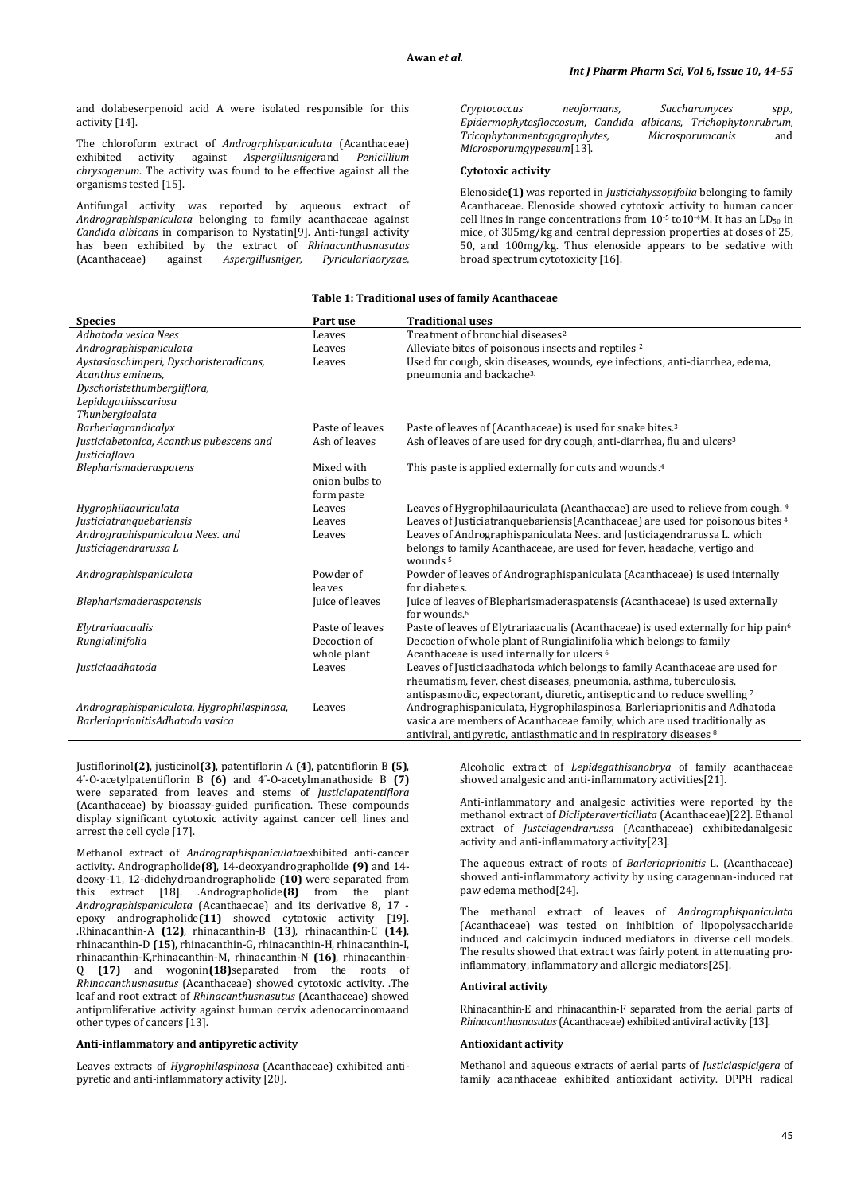and dolabeserpenoid acid A were isolated responsible for this activity [14].

The chloroform extract of *Androgrphispaniculata* (Acanthaceae) exhibited activity against *Aspergillusniger*and *Penicillium chrysogenum*. The activity was found to be effective against all the organisms tested [15].

Antifungal activity was reported by aqueous extract of *Andrographispaniculata* belonging to family acanthaceae against *Candida albicans* in comparison to Nystatin[9]. Anti-fungal activity has been exhibited by the extract of *Rhinacanthusnasutus* (Acanthaceae) against *Aspergillusniger, Pyriculariaoryzae, Cryptococcus neoformans, Saccharomyces spp., Epidermophytesfloccosum, Candida albicans, Trichophytonrubrum, Tricophytonmentagagrophytes, Microsporumcanis* and *Microsporumgypeseum*[13].

### Cytotoxic activity

Elenoside**(1)** was reported in *Justiciahyssopifolia* belonging to family Acanthaceae. Elenoside showed cytotoxic activity to human cancer cell lines in range concentrations from $10^{-5}$ to$10^{-4}$M. It has an $LD_{50}$ in mice, of 305mg/kg and central depression properties at doses of 25, 50, and 100mg/kg. Thus elenoside appears to be sedative with broad spectrum cytotoxicity [16].

**Table 1: Traditional uses of family Acanthaceae**

| Species | Part use | Traditional uses |
|---|---|---|
| *Adhatoda vesica Nees* | Leaves | Treatment of bronchial diseases[2] |
| *Andrographispaniculata* | Leaves | Alleviate bites of poisonous insects and reptiles [2] |
| *Aystasiaschimperi, Dyschoristeradicans, Acanthus eminens, Dyschoristethumbergiiflora, Lepidagathisscariosa Thunbergiaalata* | Leaves | Used for cough, skin diseases, wounds, eye infections, anti-diarrhea, edema, pneumonia and backache[3]. |
| *Barberiagrandicalyx* | Paste of leaves | Paste of leaves of (Acanthaceae) is used for snake bites.[3] |
| *Justiciabetonica, Acanthus pubescens and Justiciaflava* | Ash of leaves | Ash of leaves of are used for dry cough, anti-diarrhea, flu and ulcers[3] |
| *Blepharismaderaspatens* | Mixed with onion bulbs to form paste | This paste is applied externally for cuts and wounds.[4] |
| *Hygrophilaauriculata* | Leaves | Leaves of Hygrophilaauriculata (Acanthaceae) are used to relieve from cough. [4] |
| *Justiciatranquebariensis* | Leaves | Leaves of Justiciatranquebariensis(Acanthaceae) are used for poisonous bites [4] |
| *Andrographispaniculata Nees. and Justiciagendrarussa L* | Leaves | Leaves of Andrographispaniculata Nees. and Justiciagendrarussa L. which belongs to family Acanthaceae, are used for fever, headache, vertigo and wounds [5] |
| *Andrographispaniculata* | Powder of leaves | Powder of leaves of Andrographispaniculata (Acanthaceae) is used internally for diabetes. |
| *Blepharismaderaspatensis* | Juice of leaves | Juice of leaves of Blepharismaderaspatensis (Acanthaceae) is used externally for wounds.[6] |
| *Elytrariaacualis* | Paste of leaves | Paste of leaves of Elytrariaacualis (Acanthaceae) is used externally for hip pain[6] |
| *Rungialinifolia* | Decoction of whole plant | Decoction of whole plant of Rungialinifolia which belongs to family Acanthaceae is used internally for ulcers [6] |
| *Justiciaadhatoda* | Leaves | Leaves of Justiciaadhatoda which belongs to family Acanthaceae are used for rheumatism, fever, chest diseases, pneumonia, asthma, tuberculosis, antispasmodic, expectorant, diuretic, antiseptic and to reduce swelling [7] |
| *Andrographispaniculata, Hygrophilaspinosa, BarleriaprionitisAdhatoda vasica* | Leaves | Andrographispaniculata, Hygrophilaspinosa, Barleriaprionitis and Adhatoda vasica are members of Acanthaceae family, which are used traditionally as antiviral, antipyretic, antiasthmatic and in respiratory diseases [8] |

Justiflorinol**(2)**, justicinol**(3)**, patentiflorin A **(4)**, patentiflorin B **(5)**, 4"-O-acetylpatentiflorin B **(6)** and 4"-O-acetylmanathoside B **(7)** were separated from leaves and stems of *Justiciapatentiflora* (Acanthaceae) by bioassay-guided purification. These compounds display significant cytotoxic activity against cancer cell lines and arrest the cell cycle [17].

Methanol extract of *Andrographispaniculata*exhibited anti-cancer activity. Andrographolide**(8)**, 14-deoxyandrographolide **(9)** and 14-deoxy-11, 12-didehydroandrographolide **(10)** were separated from this extract [18]. .Andrographolide**(8)** from the plant *Andrographispaniculata* (Acanthaecae) and its derivative 8, 17 -epoxy andrographolide**(11)** showed cytotoxic activity [19]. .Rhinacanthin-A **(12)**, rhinacanthin-B **(13)**, rhinacanthin-C **(14)**, rhinacanthin-D **(15)**, rhinacanthin-G, rhinacanthin-H, rhinacanthin-I, rhinacanthin-K,rhinacanthin-M, rhinacanthin-N **(16)**, rhinacanthin-Q **(17)** and wogonin**(18)**separated from the roots of *Rhinacanthusnasutus* (Acanthaceae) showed cytotoxic activity. .The leaf and root extract of *Rhinacanthusnasutus* (Acanthaceae) showed antiproliferative activity against human cervix adenocarcinomaand other types of cancers [13].

### Anti-inflammatory and antipyretic activity

Leaves extracts of *Hygrophilaspinosa* (Acanthaceae) exhibited anti-pyretic and anti-inflammatory activity [20].

Alcoholic extract of *Lepidegathisanobrya* of family acanthaceae showed analgesic and anti-inflammatory activities[21].

Anti-inflammatory and analgesic activities were reported by the methanol extract of *Diclipteraverticillata* (Acanthaceae)[22]. Ethanol extract of *Justciagendrarussa* (Acanthaceae) exhibitedanalgesic activity and anti-inflammatory activity[23].

The aqueous extract of roots of *Barleriaprionitis* L. (Acanthaceae) showed anti-inflammatory activity by using caragennan-induced rat paw edema method[24].

The methanol extract of leaves of *Andrographispaniculata* (Acanthaceae) was tested on inhibition of lipopolysaccharide induced and calcimycin induced mediators in diverse cell models. The results showed that extract was fairly potent in attenuating pro-inflammatory, inflammatory and allergic mediators[25].

### Antiviral activity

Rhinacanthin-E and rhinacanthin-F separated from the aerial parts of *Rhinacanthusnasutus* (Acanthaceae) exhibited antiviral activity [13].

### Antioxidant activity

Methanol and aqueous extracts of aerial parts of *Justiciaspicigera* of family acanthaceae exhibited antioxidant activity. DPPH radical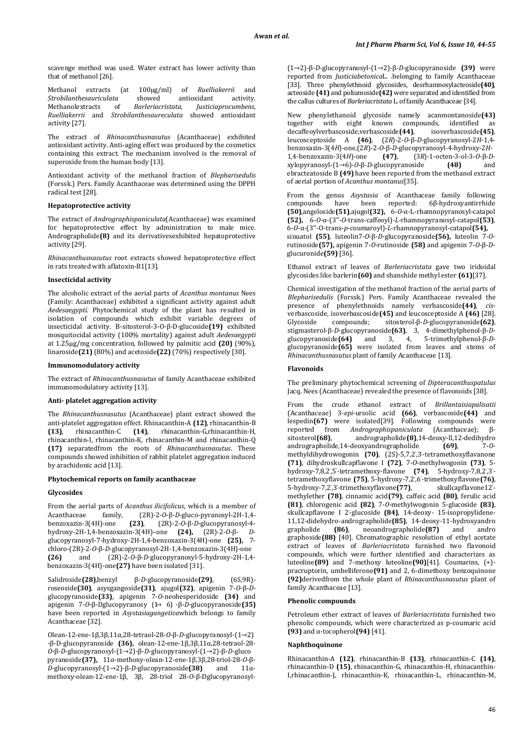scavenge method was used. Water extract has lower activity than that of methanol [26].

Methanol extracts (at 100μg/ml) of *Ruelliakerrii* and *Strobilanthesauriculata* showed antioxidant activity. Methanolextracts of *Barleriacristata*, *Justiciaprocumbens*, *Ruelliakerrii* and *Strobilanthesaureculata* showed antioxidant activity [27].

The extract of *Rhinacanthusnasutus* (Acanthaceae) exhibited antioxidant activity. Anti-aging effect was produced by the cosmetics containing this extract. The mechanism involved is the removal of superoxide from the human body [13].

Antioxidant activity of the methanol fraction of *Blepharisedulis* (Forssk.) Pers. Family Acanthaceae was determined using the DPPH radical test [28].

**Hepatoprotective activity**

The extract of *Andrographispaniculata*(Acanthaceae) was examined for hepatoprotective effect by administration to male mice. Andrographolide**(8)** and its derivativesexhibited hepatoprotective activity [29].

*Rhinacanthusnasutus* root extracts showed hepatoprotective effect in rats treated with aflatoxin-B1[13].

**Insecticidal activity**

The alcoholic extract of the aerial parts of *Acanthus montanus* Nees (Family: Acanthaceae) exhibited a significant activity against adult *Aedesaegypti*. Phytochemical study of the plant has resulted in isolation of compounds which exhibit variable degrees of insecticidal activity. B-sitosterol-3-O-β-D-glucoside**(19)** exhibited mosquitocidal activity (100% mortality) against adult *Aedesaegypti* at 1.25μg/mg concentration, followed by palmitic acid **(20)** (90%), linaroside**(21)** (80%) and acetoside**(22)** (70%) respectively [30].

**Immunomodulatory activity**

The extract of *Rhinacanthusnasutus* of family Acanthaceae exhibited immunomodulatory activity [13].

**Anti- platelet aggregation activity**

The *Rhinacanthusnasutus* (Acanthaceae) plant extract showed the anti-platelet aggregation effect. Rhinacanthin-A **(12)**, rhinacanthin-B **(13)**, rhinacanthin-C **(14)**, rhinacanthin-G,rhinacanthin-H, rhinacanthin-I, rhinacanthin-K, rhinacanthin-M and rhinacanthin-Q **(17)** separatedfrom the roots of *Rhinacanthusnasutus*. These compounds showed inhibition of rabbit platelet aggregation induced by arachidonic acid [13].

**Phytochemical reports on family acanthaceae**

**Glycosides**

From the aerial parts of *Acanthus ilicifolicus*, which is a member of Acanthaceae family, (2R)-2-*O*-β-*D*-gluco-pyranosyl-2H-1,4-benzoxazin-3(4H)-one **(23)**, (2R)-2-*O*-β-*D*-glucopyranosyl-4-hydroxy-2H-1,4-benzoxazin-3(4H)–one **(24),** (2R)-2-*O*-β- *D*-glucopyranosyl-7-hydroxy-2H-1,4-benzoxazin-3(4H)-one **(25),** 7-chloro-(2R)-2-*O*-β-*D*-glucopyranosyl-2H-1,4-benzoxazin-3(4H)-one **(26)** and (2R)-2-*O*-β-*D*-glucopyranosyl-5-hydroxy-2H-1,4-benzoxazin-3(4H)-one**(27)** have been isolated [31].

Salidroside**(28)**,benzyl β-*D*-glucopyranoside**(29)**, (6S,9R)-roseoside**(30)**, asysgangoside**(31)**, ajugol**(32)**, apigenin 7-*O*-β-*D*-glucopyranoside**(33)**, apigenin 7-*O*-neohesperidoside **(34)** and apigenin 7-*O*-β-Dglucopyranosy (1↦ 6) -β-*D*-glucopyranoside**(35)** have been reported in *Asystasiagangetica*which belongs to family Acanthaceae [32].

Olean-12-ene-1β,3β,11α,28-tetraol-28-*O*-β-*D*-glucopyranosyl-(1→2) -β-D-glucopyranoside **(36),** olean-12-ene-1β,3β,11α,28-tetraol-28-*O*-β-*D*-glucopyranosyl-(1→2)-β-*D*-glucopyranosyl-(1→2)-β-*D*-gluco pyranoside**(37),** 11α-methoxy-olean-12-ene-1β,3β,28-triol-28-*O*-β-*D*-glucopyranosyl-(1→2)-β-*D*-glucopyranoside**(38)** and 11α-methoxy-olean-12-ene-1β, 3β, 28-triol 28-*O*-β-Dglucopyranosyl-(1→2)-β-*D*-glucopyranosyl-(1→2)-β-*D*-glucopyranoside **(39)** were reported from *Justiciabetonica*L.. .belonging to family Acanthaceae [33]. Three phenylethnoid glycosides, desrhamnosylacteoside**(40)**, acteoside **(41)** and poliumoside**(42)** were separated and identified from the callus cultures of *Barleriacristata* L. of family Acanthaceae [34].

New phenylethanoid glycoside namely acanmontanoside**(43)** together with eight known compounds, identified as decaffeoylverbascoside,verbascoside**(44)**, isoverbascoside**(45)**, leucosceptoside A **(46)**, (2*R*)-2-*O*-β-*D*-glucopyranosyl-2*H*-1,4-benzoxazin-3(4*H*)-one,(2*R*)-2-*O*-β-*D*-glucopyranosyl-4-hydroxy-2*H*-1,4-benzoxazin-3(4*H*)-one **(47)**, (3*R*)-1-octen-3-ol-3-*O*-β-*D*-xylopyranosyl-(1→6)-*O*-β-*D*-glucopyranoside **(48)** and ebracteatoside B **(49)** have been reported from the methanol extract of aerial portion of *Acanthus montanus*[35].

From the genus *Asystasia* of Acanthaceae family following compounds have been reported: 6β-hydroxyantirrhide **(50)**,angeloside**(51)**,ajugol**(32),** 6-*O*-α-L-rhamnopyranosyl-catapol **(52),** 6-*O*-α-(3''-*O*-trans-caffeoyl)-*L*-rhamnopyranosyl-catapol**(53)**, 6-*O*-α-(3''-O-trans-*p*-coumaroyl)-*L*-rhamnopyranosyl-catapol**(54),** sinuatol **(55)**, luteolin7-*O*-β-*D*-glucopyranoside**(56),** luteolin 7-*O*-rutinoside**(57),** apigenin 7-*O*-rutinoside **(58)** and apigenin 7-*O*-β-*D*-glucuronide**(59)** [36].

Ethanol extract of leaves of *Barleriacristata* gave two iridoidal glycosides like barlerin**(60)** and shanshide methyl ester **(61)**[37].

Chemical investigation of the methanol fraction of the aerial parts of *Blepharisedulis* (Forssk.) Pers. Family Acanthaceae revealed the presence of phenylethnoids namely verbascoside**(44)**, *cis*-verbascoside, isoverbascoside**(45)** and leucosceptoside A **(46)** [28]. Glycoside compounds; sitosterol-β-*D*-glucopyranoside**(62)**, stigmasterol-β-*D*-glucopyranoside**(63)**, 3, 4-dimethylphenol-β-*D*-glucopyranoside**(64)** and 3, 4, 5-trimethylphenol-β-*D*-glucopyranoside**(65)** were isolated from leaves and stems of *Rhinacanthusnasutus* plant of family Acanthaceae [13].

**Flavonoids**

The preliminary phytochemical screening of *Dipteracanthuspatulus* Jacq. Nees (Acanthaceae) revealed the presence of flavonoids [38].

From the crude ethanol extract of *Brillantaisiapalisatii* (Acanthaceae) 3-*epi*-ursolic acid **(66)**, verbascoside**(44)** and lespedin**(67)** were isolated[39]. Following compounds were reported from *Andrographispaniculata* (Acanthaceae); β-sitosterol**(68)**, andrographolide**(8)**,14-deoxy-ll,12-dedihydro andrographolide,14-deoxyandrographolide **(69)**, 7-*O*-methyldihydrowogonin **(70)**, (2S)-5,7,2',3'-tetramethoxyflavanone **(71)**, dihydroskullcapflavone I **(72)**, 7-*O*-methylwogonin **(73)**, 5-hydroxy-7,8,2',5'-tetramethoxy-flavone **(74)**, 5-hydroxy-7,8,2',3'-tetramethoxyflavone **(75)**, 5-hydroxy-7,2',6'-trimethoxyflavone**(76)**, 5-hydroxy-7,2',3'-trimethoxyflavone**(77)**, skullcapflavone12'-methylether **(78)**, cinnamic acid**(79)**, caffeic acid **(80)**, ferulic acid **(81)**, chlorogenic acid **(82)**, 7-*O*-methylwogonin 5-glucoside **(83)**, skullcapflavone I 2'-glucoside **(84)**, 14-deoxy- 15-isopropylidene-11,12-didehydro-andrographolide**(85)**, 14-deoxy-11-hydroxyandro grapholide **(86)**, neoandrographolide**(87)** and andro graphoside**(88)** [40]. Chromatographic resolution of ethyl acetate extract of leaves of *Barleriacristata* furnished two flavonoid compounds, which were further identified and characterizes as luteoline**(89)** and 7-methoxy luteoline**(90)**[41]. Coumarins, (+)-pracruptorin, umbelliferone**(91)** and 2, 6-dimethoxy benzoquinone **(92)**derivedfrom the whole plant of *Rhinacanthusnasutus* plant of family Acanthaceae [13].

**Phenolic compounds**

Petroleum ether extract of leaves of *Barleriacristata* furnished two phenolic compounds, which were characterized as p-coumaric acid **(93)** and α-tocopherol**(94)** [41].

**Naphthoquinone**

Rhinacanthin-A **(12)**, rhinacanthin-B **(13)**, rhinacanthin-C **(14)**, rhinacanthin-D **(15)**, rhinacanthin-G, rhinacanthin-H, rhinacanthin-I,rhinacanthin-J, rhinacanthin-K, rhinacanthin-L, rhinacanthin-M,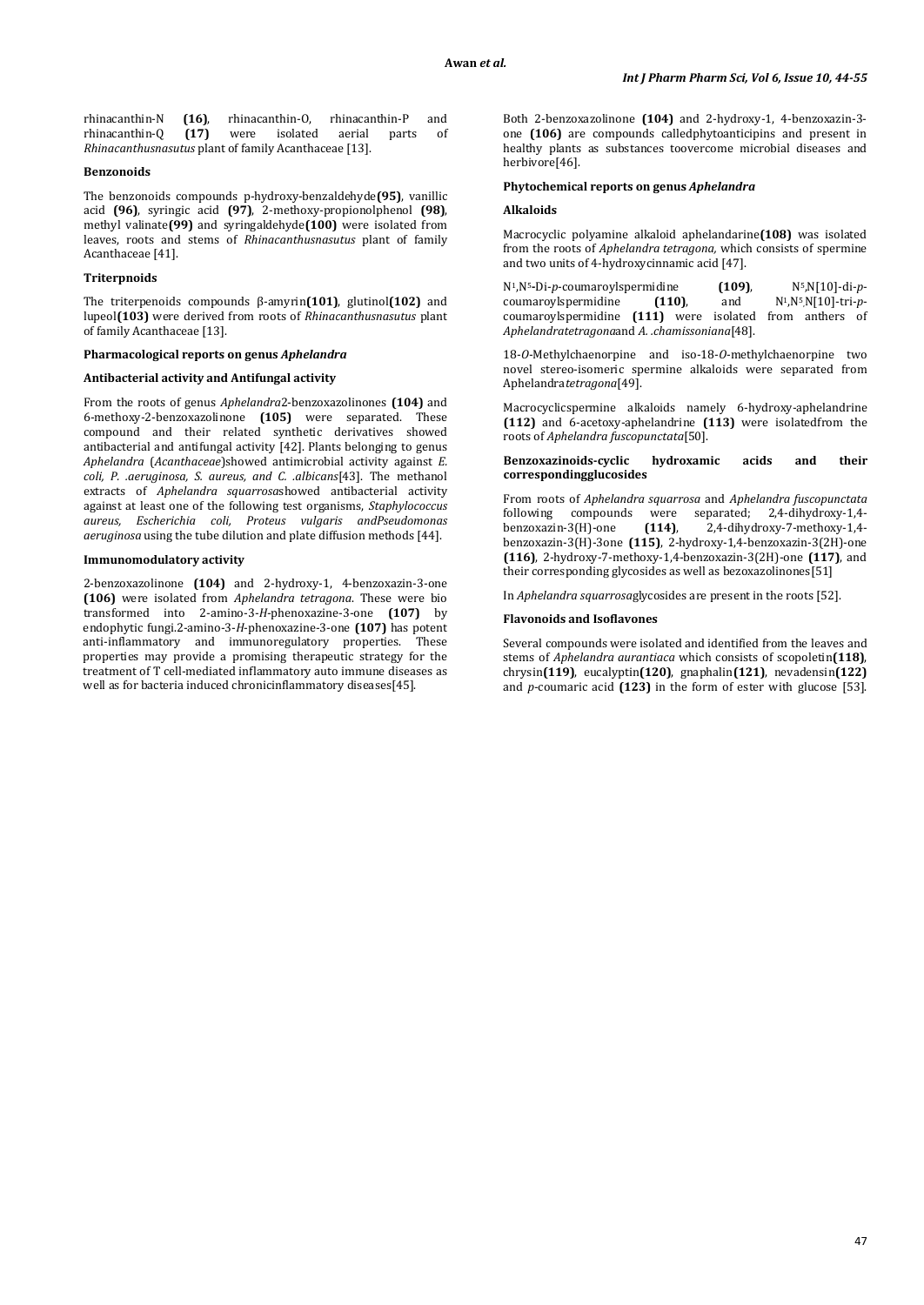rhinacanthin-N **(16)**, rhinacanthin-O, rhinacanthin-P and rhinacanthin-Q **(17)** were isolated aerial parts of *Rhinacanthusnasutus* plant of family Acanthaceae [13].

**Benzonoids**

The benzonoids compounds p-hydroxy-benzaldehyde**(95)**, vanillic acid **(96)**, syringic acid **(97)**, 2-methoxy-propionolphenol **(98)**, methyl valinate**(99)** and syringaldehyde**(100)** were isolated from leaves, roots and stems of *Rhinacanthusnasutus* plant of family Acanthaceae [41].

**Triterpnoids**

The triterpenoids compounds β-amyrin**(101)**, glutinol**(102)** and lupeol**(103)** were derived from roots of *Rhinacanthusnasutus* plant of family Acanthaceae [13].

**Pharmacological reports on genus *Aphelandra***

**Antibacterial activity and Antifungal activity**

From the roots of genus *Aphelandra*2-benzoxazolinones **(104)** and 6-methoxy-2-benzoxazolinone **(105)** were separated. These compound and their related synthetic derivatives showed antibacterial and antifungal activity [42]. Plants belonging to genus *Aphelandra* (*Acanthaceae*)showed antimicrobial activity against *E. coli, P. .aeruginosa, S. aureus, and C. .albicans*[43]. The methanol extracts of *Aphelandra squarrosa*showed antibacterial activity against at least one of the following test organisms, *Staphylococcus aureus, Escherichia coli, Proteus vulgaris andPseudomonas aeruginosa* using the tube dilution and plate diffusion methods [44].

**Immunomodulatory activity**

2-benzoxazolinone **(104)** and 2-hydroxy-1, 4-benzoxazin-3-one **(106)** were isolated from *Aphelandra tetragona*. These were bio transformed into 2-amino-3-*H*-phenoxazine-3-one **(107)** by endophytic fungi.2-amino-3-*H*-phenoxazine-3-one **(107)** has potent anti-inflammatory and immunoregulatory properties. These properties may provide a promising therapeutic strategy for the treatment of T cell-mediated inflammatory auto immune diseases as well as for bacteria induced chronicinflammatory diseases[45].

Both 2-benzoxazolinone **(104)** and 2-hydroxy-1, 4-benzoxazin-3-one **(106)** are compounds calledphytoanticipins and present in healthy plants as substances toovercome microbial diseases and herbivore[46].

**Phytochemical reports on genus *Aphelandra***

**Alkaloids**

Macrocyclic polyamine alkaloid aphelandarine**(108)** was isolated from the roots of *Aphelandra tetragona,* which consists of spermine and two units of 4-hydroxycinnamic acid [47].

$N^1$,$N^5$-Di-*p*-coumaroylspermidine **(109)**, $N^5$,N[10]-di-*p*-coumaroylspermidine **(110)**, and $N^1$,$N^5$,N[10]-tri-*p*-coumaroylspermidine **(111)** were isolated from anthers of *Aphelandratetragona*and *A. .chamissoniana*[48].

18-*O*-Methylchaenorpine and iso-18-*O*-methylchaenorpine two novel stereo-isomeric spermine alkaloids were separated from Aphelandra*tetragona*[49].

Macrocyclicspermine alkaloids namely 6-hydroxy-aphelandrine **(112)** and 6-acetoxy-aphelandrine **(113)** were isolatedfrom the roots of *Aphelandra fuscopunctata*[50].

**Benzoxazinoids-cyclic hydroxamic acids and their correspondingglucosides**

From roots of *Aphelandra squarrosa* and *Aphelandra fuscopunctata* following compounds were separated; 2,4-dihydroxy-1,4-benzoxazin-3(H)-one **(114)**, 2,4-dihydroxy-7-methoxy-1,4-benzoxazin-3(H)-3one **(115)**, 2-hydroxy-1,4-benzoxazin-3(2H)-one **(116)**, 2-hydroxy-7-methoxy-1,4-benzoxazin-3(2H)-one **(117)**, and their corresponding glycosides as well as bezoxazolinones[51]

In *Aphelandra squarrosa*glycosides are present in the roots [52].

**Flavonoids and Isoflavones**

Several compounds were isolated and identified from the leaves and stems of *Aphelandra aurantiaca* which consists of scopoletin**(118)**, chrysin**(119)**, eucalyptin**(120)**, gnaphalin**(121)**, nevadensin**(122)** and *p*-coumaric acid **(123)** in the form of ester with glucose [53].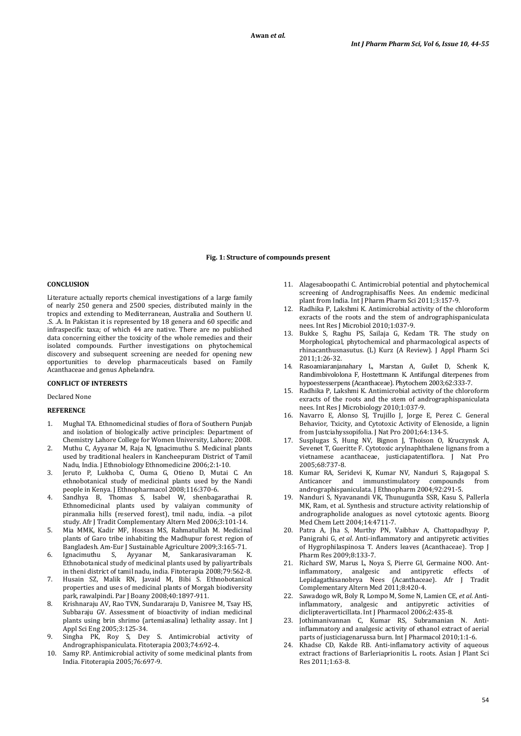**Fig. 1: Structure of compounds present**

## CONCLUSION

Literature actually reports chemical investigations of a large family of nearly 250 genera and 2500 species, distributed mainly in the tropics and extending to Mediterranean, Australia and Southern U. .S. .A. In Pakistan it is represented by 18 genera and 60 specific and infraspecific taxa; of which 44 are native. There are no published data concerning either the toxicity of the whole remedies and their isolated compounds. Further investigations on phytochemical discovery and subsequent screening are needed for opening new opportunities to develop pharmaceuticals based on Family Acanthaceae and genus Aphelandra.

## CONFLICT OF INTERESTS

Declared None

## REFERENCE

1. Mughal TA. Ethnomedicinal studies of flora of Southern Punjab and isolation of biologically active principles: Department of Chemistry Lahore College for Women University, Lahore; 2008.
2. Muthu C, Ayyanar M, Raja N, Ignacimuthu S. Medicinal plants used by traditional healers in Kancheepuram District of Tamil Nadu, India. J Ethnobiology Ethnomedicine 2006;2:1-10.
3. Jeruto P, Lukhoba C, Ouma G, Otieno D, Mutai C. An ethnobotanical study of medicinal plants used by the Nandi people in Kenya. J Ethnopharmacol 2008;116:370-6.
4. Sandhya B, Thomas S, Isabel W, shenbagarathai R. Ethnomedicinal plants used by valaiyan community of piranmalia hills (reserved forest), tmil nadu, india. –a pilot study. Afr J Tradit Complementary Altern Med 2006;3:101-14.
5. Mia MMK, Kadir MF, Hossan MS, Rahmatullah M. Medicinal plants of Garo tribe inhabiting the Madhupur forest region of Bangladesh. Am-Eur J Sustainable Agriculture 2009;3:165-71.
6. Ignacimuthu S, Ayyanar M, Sankarasivaraman K. Ethnobotanical study of medicinal plants used by paliyartribals in theni district of tamil nadu, india. Fitoterapia 2008;79:562-8.
7. Husain SZ, Malik RN, Javaid M, Bibi S. Ethnobotanical properties and uses of medicinal plants of Morgah biodiversity park, rawalpindi. Par J Boany 2008;40:1897-911.
8. Krishnaraju AV, Rao TVN, Sundararaju D, Vanisree M, Tsay HS, Subbaraju GV. Assessment of bioactivity of indian medicinal plants using brin shrimo (artemiasalina) lethality assay. Int J Appl Sci Eng 2005;3:125-34.
9. Singha PK, Roy S, Dey S. Antimicrobial activity of Andrographispaniculata. Fitoterapia 2003;74:692-4.
10. Samy RP. Antimicrobial activity of some medicinal plants from India. Fitoterapia 2005;76:697-9.
11. Alagesaboopathi C. Antimicrobial potential and phytochemical screening of Andrographisaffis Nees. An endemic medicinal plant from India. Int J Pharm Pharm Sci 2011;3:157-9.
12. Radhika P, Lakshmi K. Antimicrobial activity of the chloroform exracts of the roots and the stem of andrographispaniculata nees. Int Res J Microbiol 2010;1:037-9.
13. Bukke S, Raghu PS, Sailaja G, Kedam TR. The study on Morphological, phytochemical and pharmacological aspects of rhinacanthusnasutus. (L) Kurz (A Review). J Appl Pharm Sci 2011;1:26-32.
14. Rasoamiaranjanahary L, Marstan A, Guilet D, Schenk K, Randimbivololona F, Hostettmann K. Antifungal diterpenes from hypoestesserpens (Acanthaceae). Phytochem 2003;62:333-7.
15. Radhika P, Lakshmi K. Antimicrobial activity of the chloroform exracts of the roots and the stem of andrographispaniculata nees. Int Res J Microbiology 2010;1:037-9.
16. Navarro E, Alonso SJ, Trujillo J, Jorge E, Perez C. General Behavior, Txicity, and Cytotoxic Activity of Elenoside, a lignin from Justciahyssopifolia. J Nat Pro 2001;64:134-5.
17. Susplugas S, Hung NV, Bignon J, Thoison O, Kruczynsk A, Sevenet T, Gueritte F. Cytotoxic arylnaphthalene lignans from a vietnamese acanthaceae, justiciapatentiflora. J Nat Pro 2005;68:737-8.
18. Kumar RA, Seridevi K, Kumar NV, Nanduri S, Rajagopal S. Anticancer and immunstimulatory compounds from andrographispaniculata. J Ethnopharm 2004;92:291-5.
19. Nanduri S, Nyavanandi VK, Thunuguntla SSR, Kasu S, Pallerla MK, Ram, et al. Synthesis and structure activity relationship of andrographolide analogues as novel cytotoxic agents. Bioorg Med Chem Lett 2004;14:4711-7.
20. Patra A, Jha S, Murthy PN, Vaibhav A, Chattopadhyay P, Panigrahi G, *et al*. Anti-inflammatory and antipyretic activities of Hygrophilaspinosa T. Anders leaves (Acanthaceae). Trop J Pharm Res 2009;8:133-7.
21. Richard SW, Marus L, Noya S, Pierre GI, Germaine NOO. Ant-inflammatory, analgesic and antipyretic effects of Lepidagathisanobrya Nees (Acanthaceae). Afr J Tradit Complementary Altern Med 2011;8:420-4.
22. Sawadogo wR, Boly R, Lompo M, Some N, Lamien CE, *et al*. Anti-inflammatory, analgesic and antipyretic activities of diclipteraverticillata. Int J Pharmacol 2006;2:435-8.
23. Jothimanivannan C, Kumar RS, Subramanian N. Anti-inflammatory and analgesic activity of ethanol extract of aerial parts of justiciagenarussa burn. Int J Pharmacol 2010;1:1-6.
24. Khadse CD, Kakde RB. Anti-inflamatory activity of aqueous extract fractions of Barleriaprionitis L. roots. Asian J Plant Sci Res 2011;1:63-8.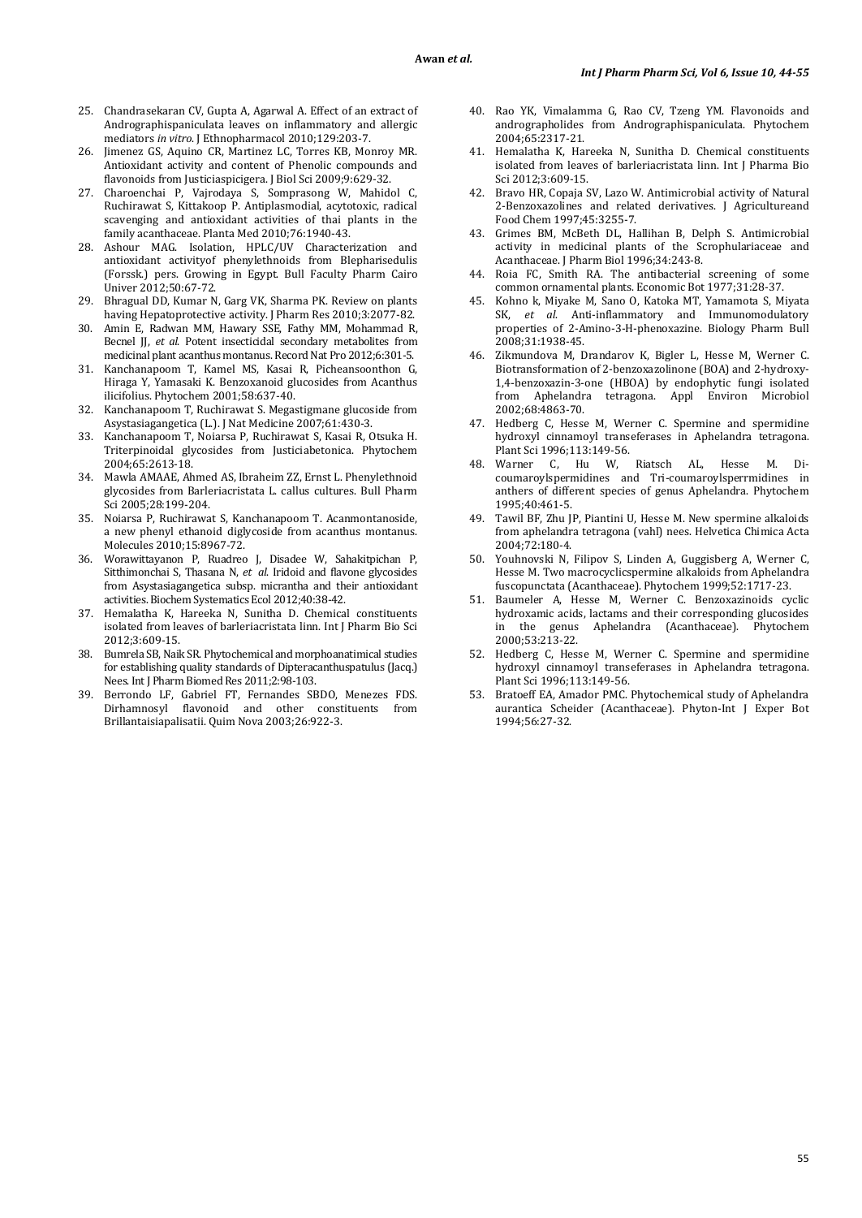25. Chandrasekaran CV, Gupta A, Agarwal A. Effect of an extract of Andrographispaniculata leaves on inflammatory and allergic mediators *in vitro*. J Ethnopharmacol 2010;129:203-7.
26. Jimenez GS, Aquino CR, Martinez LC, Torres KB, Monroy MR. Antioxidant activity and content of Phenolic compounds and flavonoids from Justiciaspicigera. J Biol Sci 2009;9:629-32.
27. Charoenchai P, Vajrodaya S, Somprasong W, Mahidol C, Ruchirawat S, Kittakoop P. Antiplasmodial, acytotoxic, radical scavenging and antioxidant activities of thai plants in the family acanthaceae. Planta Med 2010;76:1940-43.
28. Ashour MAG. Isolation, HPLC/UV Characterization and antioxidant activityof phenylethnoids from Blepharisedulis (Forssk.) pers. Growing in Egypt. Bull Faculty Pharm Cairo Univer 2012;50:67-72.
29. Bhragual DD, Kumar N, Garg VK, Sharma PK. Review on plants having Hepatoprotective activity. J Pharm Res 2010;3:2077-82.
30. Amin E, Radwan MM, Hawary SSE, Fathy MM, Mohammad R, Becnel JJ, *et al*. Potent insecticidal secondary metabolites from medicinal plant acanthus montanus. Record Nat Pro 2012;6:301-5.
31. Kanchanapoom T, Kamel MS, Kasai R, Picheansoonthon G, Hiraga Y, Yamasaki K. Benzoxanoid glucosides from Acanthus ilicifolius. Phytochem 2001;58:637-40.
32. Kanchanapoom T, Ruchirawat S. Megastigmane glucoside from Asystasiagangetica (L.). J Nat Medicine 2007;61:430-3.
33. Kanchanapoom T, Noiarsa P, Ruchirawat S, Kasai R, Otsuka H. Triterpinoidal glycosides from Justiciabetonica. Phytochem 2004;65:2613-18.
34. Mawla AMAAE, Ahmed AS, Ibraheim ZZ, Ernst L. Phenylethnoid glycosides from Barleriacristata L. callus cultures. Bull Pharm Sci 2005;28:199-204.
35. Noiarsa P, Ruchirawat S, Kanchanapoom T. Acanmontanoside, a new phenyl ethanoid diglycoside from acanthus montanus. Molecules 2010;15:8967-72.
36. Worawittayanon P, Ruadreo J, Disadee W, Sahakitpichan P, Sitthimonchai S, Thasana N, *et al*. Iridoid and flavone glycosides from Asystasiagangetica subsp. micrantha and their antioxidant activities. Biochem Systematics Ecol 2012;40:38-42.
37. Hemalatha K, Hareeka N, Sunitha D. Chemical constituents isolated from leaves of barleriacristata linn. Int J Pharm Bio Sci 2012;3:609-15.
38. Bumrela SB, Naik SR. Phytochemical and morphoanatimical studies for establishing quality standards of Dipteracanthuspatulus (Jacq.) Nees. Int J Pharm Biomed Res 2011;2:98-103.
39. Berrondo LF, Gabriel FT, Fernandes SBDO, Menezes FDS. Dirhamnosyl flavonoid and other constituents from Brillantaisiapalisatii. Quim Nova 2003;26:922-3.
40. Rao YK, Vimalamma G, Rao CV, Tzeng YM. Flavonoids and andrographolides from Andrographispaniculata. Phytochem 2004;65:2317-21.
41. Hemalatha K, Hareeka N, Sunitha D. Chemical constituents isolated from leaves of barleriacristata linn. Int J Pharma Bio Sci 2012;3:609-15.
42. Bravo HR, Copaja SV, Lazo W. Antimicrobial activity of Natural 2-Benzoxazolines and related derivatives. J Agricultureand Food Chem 1997;45:3255-7.
43. Grimes BM, McBeth DL, Hallihan B, Delph S. Antimicrobial activity in medicinal plants of the Scrophulariaceae and Acanthaceae. J Pharm Biol 1996;34:243-8.
44. Roia FC, Smith RA. The antibacterial screening of some common ornamental plants. Economic Bot 1977;31:28-37.
45. Kohno k, Miyake M, Sano O, Katoka MT, Yamamota S, Miyata SK, *et al*. Anti-inflammatory and Immunomodulatory properties of 2-Amino-3-H-phenoxazine. Biology Pharm Bull 2008;31:1938-45.
46. Zikmundova M, Drandarov K, Bigler L, Hesse M, Werner C. Biotransformation of 2-benzoxazolinone (BOA) and 2-hydroxy-1,4-benzoxazin-3-one (HBOA) by endophytic fungi isolated from Aphelandra tetragona. Appl Environ Microbiol 2002;68:4863-70.
47. Hedberg C, Hesse M, Werner C. Spermine and spermidine hydroxyl cinnamoyl transeferases in Aphelandra tetragona. Plant Sci 1996;113:149-56.
48. Warner C, Hu W, Riatsch AL, Hesse M. Di-coumaroylspermidines and Tri-coumaroylsperrmidines in anthers of different species of genus Aphelandra. Phytochem 1995;40:461-5.
49. Tawil BF, Zhu JP, Piantini U, Hesse M. New spermine alkaloids from aphelandra tetragona (vahl) nees. Helvetica Chimica Acta 2004;72:180-4.
50. Youhnovski N, Filipov S, Linden A, Guggisberg A, Werner C, Hesse M. Two macrocyclicspermine alkaloids from Aphelandra fuscopunctata (Acanthaceae). Phytochem 1999;52:1717-23.
51. Baumeler A, Hesse M, Werner C. Benzoxazinoids cyclic hydroxamic acids, lactams and their corresponding glucosides in the genus Aphelandra (Acanthaceae). Phytochem 2000;53:213-22.
52. Hedberg C, Hesse M, Werner C. Spermine and spermidine hydroxyl cinnamoyl transeferases in Aphelandra tetragona. Plant Sci 1996;113:149-56.
53. Bratoeff EA, Amador PMC. Phytochemical study of Aphelandra aurantica Scheider (Acanthaceae). Phyton-Int J Exper Bot 1994;56:27-32.